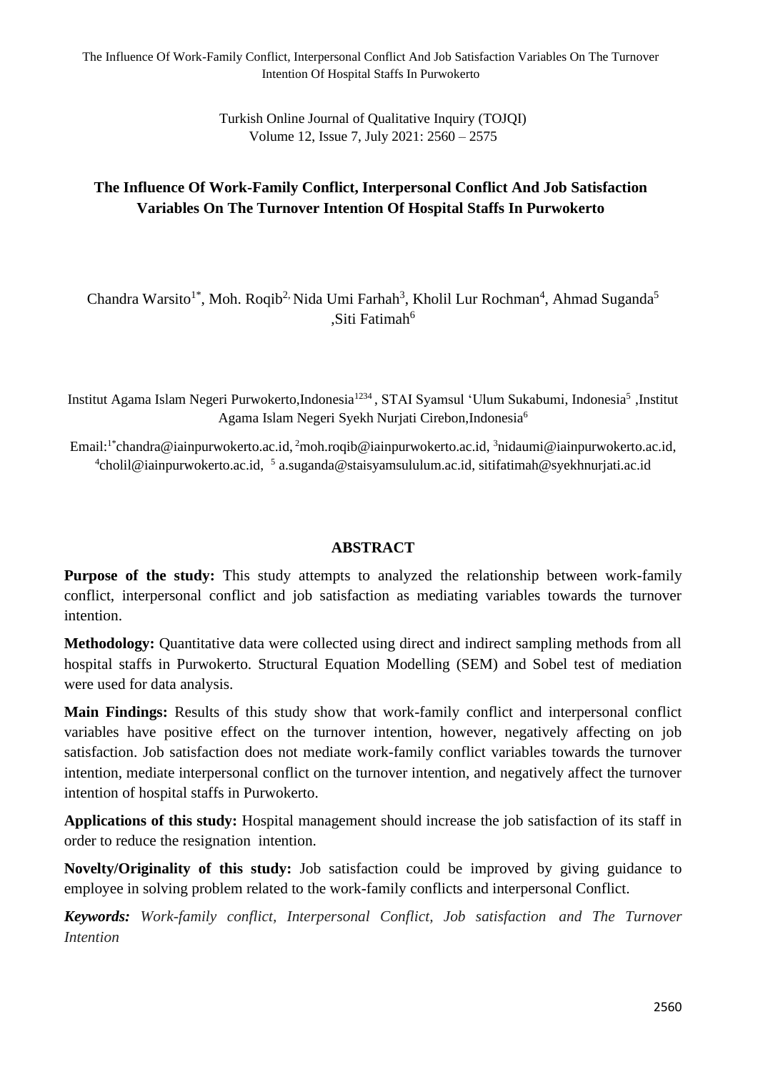# The Influence Of Work-Family Conflict, Interpersonal Conflict And Job Satisfaction Variables On The Turnover Intention Of Hospital Staffs In Purwokerto

Chandra Warsito[1*], Moh. Roqib[2], Nida Umi Farhah[3], Kholil Lur Rochman[4], Ahmad Suganda[5], Siti Fatimah[6]

Institut Agama Islam Negeri Purwokerto, Indonesia[1234], STAI Syamsul 'Ulum Sukabumi, Indonesia[5], Institut Agama Islam Negeri Syekh Nurjati Cirebon, Indonesia[6]

Email:[1*]chandra@iainpurwokerto.ac.id, [2]moh.roqib@iainpurwokerto.ac.id, [3]nidaumi@iainpurwokerto.ac.id, [4]cholil@iainpurwokerto.ac.id, [5] a.suganda@staisyamsululum.ac.id, sitifatimah@syekhnurjati.ac.id

## ABSTRACT

**Purpose of the study:** This study attempts to analyzed the relationship between work-family conflict, interpersonal conflict and job satisfaction as mediating variables towards the turnover intention.

**Methodology:** Quantitative data were collected using direct and indirect sampling methods from all hospital staffs in Purwokerto. Structural Equation Modelling (SEM) and Sobel test of mediation were used for data analysis.

**Main Findings:** Results of this study show that work-family conflict and interpersonal conflict variables have positive effect on the turnover intention, however, negatively affecting on job satisfaction. Job satisfaction does not mediate work-family conflict variables towards the turnover intention, mediate interpersonal conflict on the turnover intention, and negatively affect the turnover intention of hospital staffs in Purwokerto.

**Applications of this study:** Hospital management should increase the job satisfaction of its staff in order to reduce the resignation intention.

**Novelty/Originality of this study:** Job satisfaction could be improved by giving guidance to employee in solving problem related to the work-family conflicts and interpersonal Conflict.

***Keywords:*** *Work-family conflict, Interpersonal Conflict, Job satisfaction and The Turnover Intention*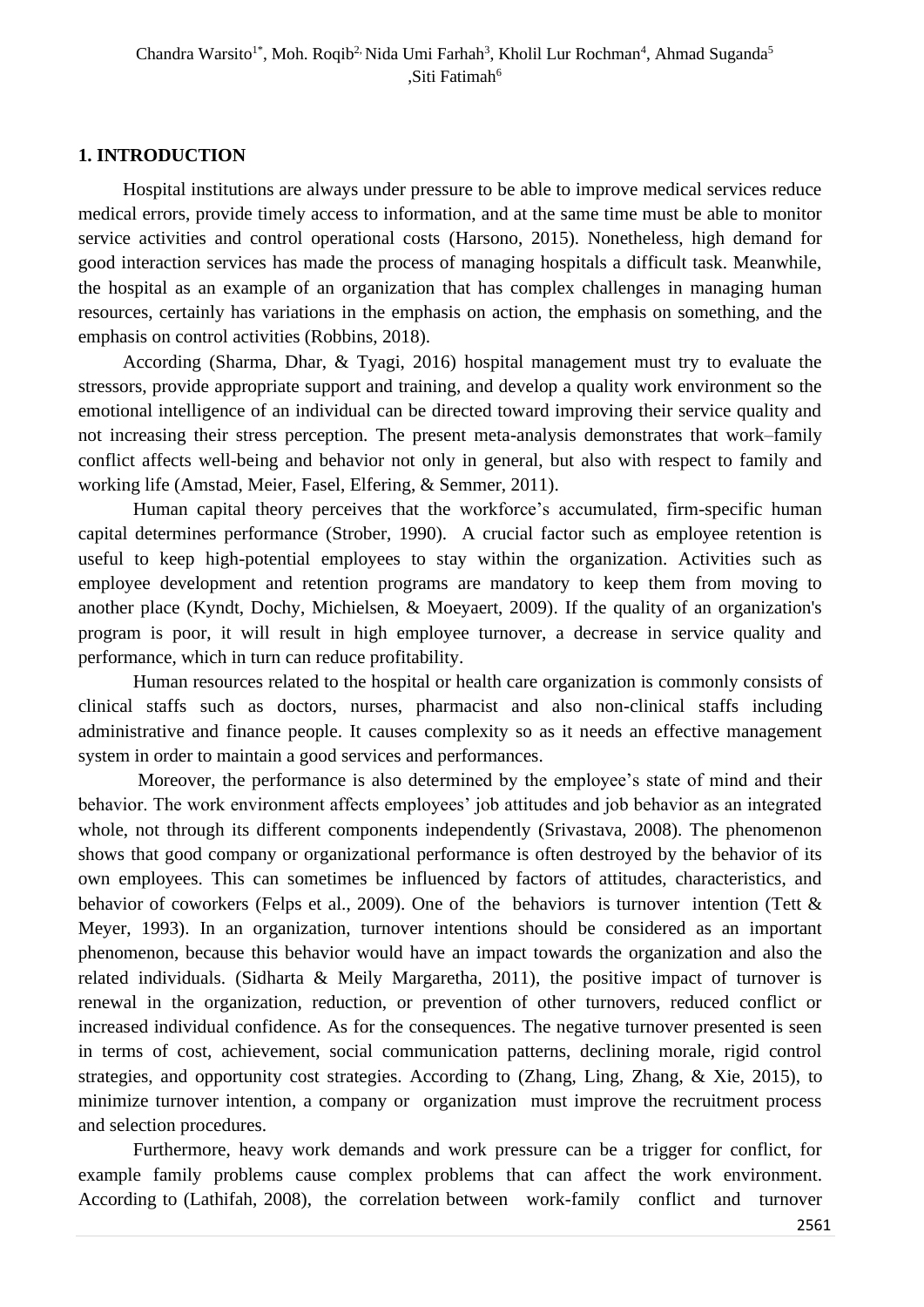## 1. INTRODUCTION

Hospital institutions are always under pressure to be able to improve medical services reduce medical errors, provide timely access to information, and at the same time must be able to monitor service activities and control operational costs (Harsono, 2015). Nonetheless, high demand for good interaction services has made the process of managing hospitals a difficult task. Meanwhile, the hospital as an example of an organization that has complex challenges in managing human resources, certainly has variations in the emphasis on action, the emphasis on something, and the emphasis on control activities (Robbins, 2018).

According (Sharma, Dhar, & Tyagi, 2016) hospital management must try to evaluate the stressors, provide appropriate support and training, and develop a quality work environment so the emotional intelligence of an individual can be directed toward improving their service quality and not increasing their stress perception. The present meta-analysis demonstrates that work–family conflict affects well-being and behavior not only in general, but also with respect to family and working life (Amstad, Meier, Fasel, Elfering, & Semmer, 2011).

Human capital theory perceives that the workforce's accumulated, firm-specific human capital determines performance (Strober, 1990). A crucial factor such as employee retention is useful to keep high-potential employees to stay within the organization. Activities such as employee development and retention programs are mandatory to keep them from moving to another place (Kyndt, Dochy, Michielsen, & Moeyaert, 2009). If the quality of an organization's program is poor, it will result in high employee turnover, a decrease in service quality and performance, which in turn can reduce profitability.

Human resources related to the hospital or health care organization is commonly consists of clinical staffs such as doctors, nurses, pharmacist and also non-clinical staffs including administrative and finance people. It causes complexity so as it needs an effective management system in order to maintain a good services and performances.

Moreover, the performance is also determined by the employee's state of mind and their behavior. The work environment affects employees' job attitudes and job behavior as an integrated whole, not through its different components independently (Srivastava, 2008). The phenomenon shows that good company or organizational performance is often destroyed by the behavior of its own employees. This can sometimes be influenced by factors of attitudes, characteristics, and behavior of coworkers (Felps et al., 2009). One of the behaviors is turnover intention (Tett & Meyer, 1993). In an organization, turnover intentions should be considered as an important phenomenon, because this behavior would have an impact towards the organization and also the related individuals. (Sidharta & Meily Margaretha, 2011), the positive impact of turnover is renewal in the organization, reduction, or prevention of other turnovers, reduced conflict or increased individual confidence. As for the consequences. The negative turnover presented is seen in terms of cost, achievement, social communication patterns, declining morale, rigid control strategies, and opportunity cost strategies. According to (Zhang, Ling, Zhang, & Xie, 2015), to minimize turnover intention, a company or organization must improve the recruitment process and selection procedures.

Furthermore, heavy work demands and work pressure can be a trigger for conflict, for example family problems cause complex problems that can affect the work environment. According to (Lathifah, 2008), the correlation between work-family conflict and turnover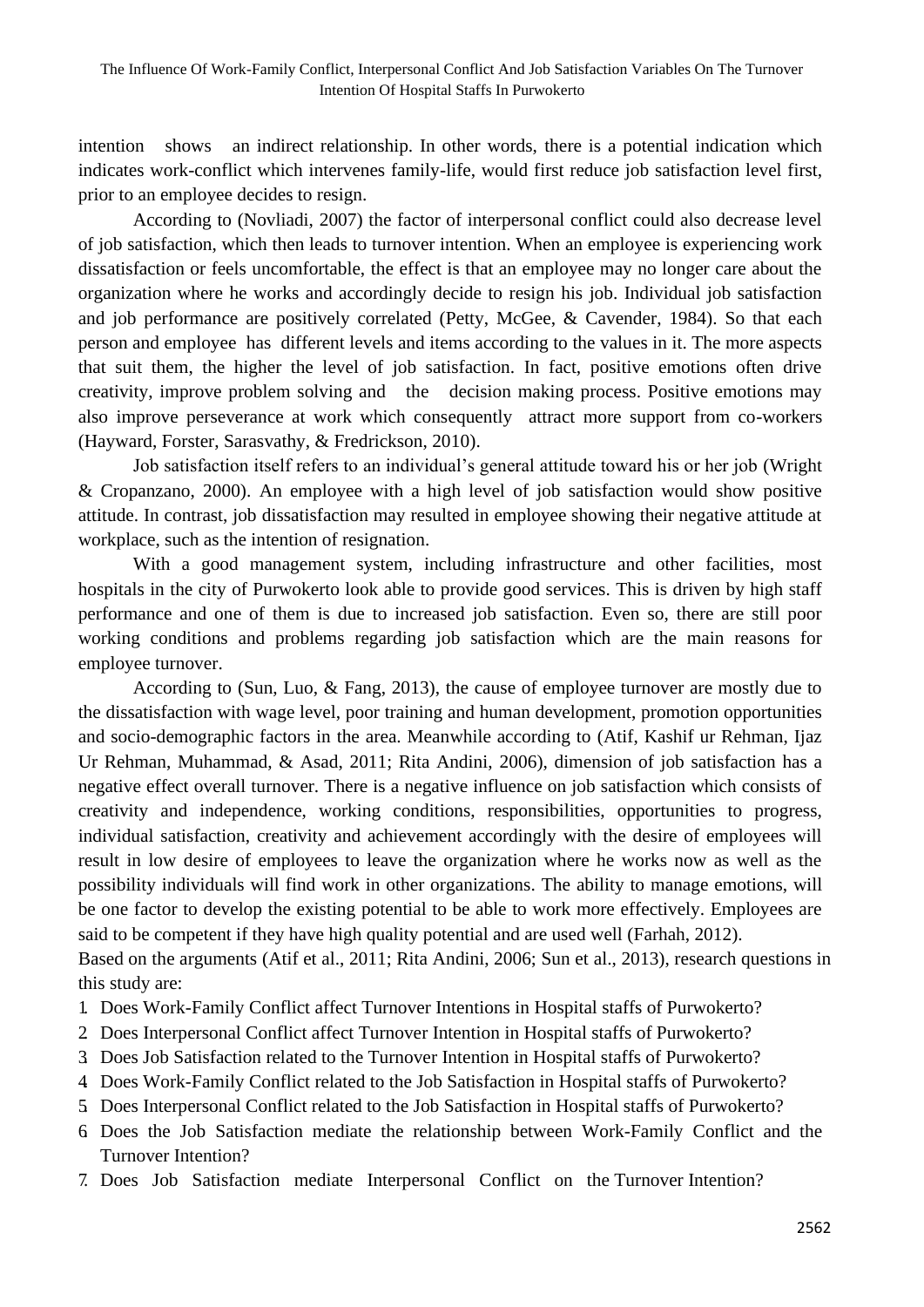intention shows an indirect relationship. In other words, there is a potential indication which indicates work-conflict which intervenes family-life, would first reduce job satisfaction level first, prior to an employee decides to resign.

According to (Novliadi, 2007) the factor of interpersonal conflict could also decrease level of job satisfaction, which then leads to turnover intention. When an employee is experiencing work dissatisfaction or feels uncomfortable, the effect is that an employee may no longer care about the organization where he works and accordingly decide to resign his job. Individual job satisfaction and job performance are positively correlated (Petty, McGee, & Cavender, 1984). So that each person and employee has different levels and items according to the values in it. The more aspects that suit them, the higher the level of job satisfaction. In fact, positive emotions often drive creativity, improve problem solving and the decision making process. Positive emotions may also improve perseverance at work which consequently attract more support from co-workers (Hayward, Forster, Sarasvathy, & Fredrickson, 2010).

Job satisfaction itself refers to an individual's general attitude toward his or her job (Wright & Cropanzano, 2000). An employee with a high level of job satisfaction would show positive attitude. In contrast, job dissatisfaction may resulted in employee showing their negative attitude at workplace, such as the intention of resignation.

With a good management system, including infrastructure and other facilities, most hospitals in the city of Purwokerto look able to provide good services. This is driven by high staff performance and one of them is due to increased job satisfaction. Even so, there are still poor working conditions and problems regarding job satisfaction which are the main reasons for employee turnover.

According to (Sun, Luo, & Fang, 2013), the cause of employee turnover are mostly due to the dissatisfaction with wage level, poor training and human development, promotion opportunities and socio-demographic factors in the area. Meanwhile according to (Atif, Kashif ur Rehman, Ijaz Ur Rehman, Muhammad, & Asad, 2011; Rita Andini, 2006), dimension of job satisfaction has a negative effect overall turnover. There is a negative influence on job satisfaction which consists of creativity and independence, working conditions, responsibilities, opportunities to progress, individual satisfaction, creativity and achievement accordingly with the desire of employees will result in low desire of employees to leave the organization where he works now as well as the possibility individuals will find work in other organizations. The ability to manage emotions, will be one factor to develop the existing potential to be able to work more effectively. Employees are said to be competent if they have high quality potential and are used well (Farhah, 2012).

Based on the arguments (Atif et al., 2011; Rita Andini, 2006; Sun et al., 2013), research questions in this study are:

1. Does Work-Family Conflict affect Turnover Intentions in Hospital staffs of Purwokerto?
2. Does Interpersonal Conflict affect Turnover Intention in Hospital staffs of Purwokerto?
3. Does Job Satisfaction related to the Turnover Intention in Hospital staffs of Purwokerto?
4. Does Work-Family Conflict related to the Job Satisfaction in Hospital staffs of Purwokerto?
5. Does Interpersonal Conflict related to the Job Satisfaction in Hospital staffs of Purwokerto?
6. Does the Job Satisfaction mediate the relationship between Work-Family Conflict and the Turnover Intention?
7. Does Job Satisfaction mediate Interpersonal Conflict on the Turnover Intention?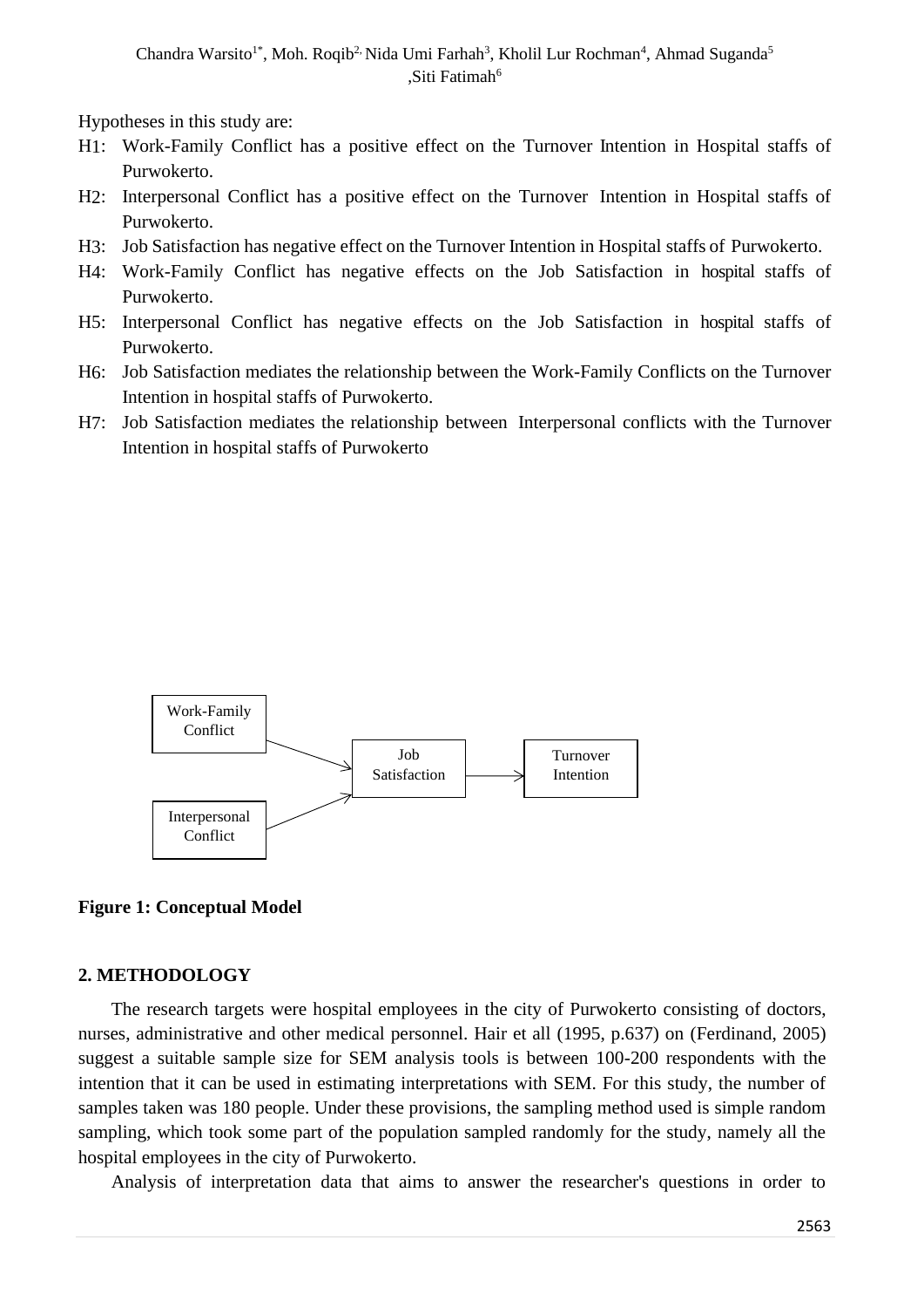Hypotheses in this study are:

- H1: Work-Family Conflict has a positive effect on the Turnover Intention in Hospital staffs of Purwokerto.
- H2: Interpersonal Conflict has a positive effect on the Turnover Intention in Hospital staffs of Purwokerto.
- H3: Job Satisfaction has negative effect on the Turnover Intention in Hospital staffs of Purwokerto.
- H4: Work-Family Conflict has negative effects on the Job Satisfaction in hospital staffs of Purwokerto.
- H5: Interpersonal Conflict has negative effects on the Job Satisfaction in hospital staffs of Purwokerto.
- H6: Job Satisfaction mediates the relationship between the Work-Family Conflicts on the Turnover Intention in hospital staffs of Purwokerto.
- H7: Job Satisfaction mediates the relationship between Interpersonal conflicts with the Turnover Intention in hospital staffs of Purwokerto

Work-Family Conflict → Job Satisfaction
Interpersonal Conflict → Job Satisfaction
Job Satisfaction → Turnover Intention

**Figure 1: Conceptual Model**

## 2. METHODOLOGY

The research targets were hospital employees in the city of Purwokerto consisting of doctors, nurses, administrative and other medical personnel. Hair et all (1995, p.637) on (Ferdinand, 2005) suggest a suitable sample size for SEM analysis tools is between 100-200 respondents with the intention that it can be used in estimating interpretations with SEM. For this study, the number of samples taken was 180 people. Under these provisions, the sampling method used is simple random sampling, which took some part of the population sampled randomly for the study, namely all the hospital employees in the city of Purwokerto.

Analysis of interpretation data that aims to answer the researcher's questions in order to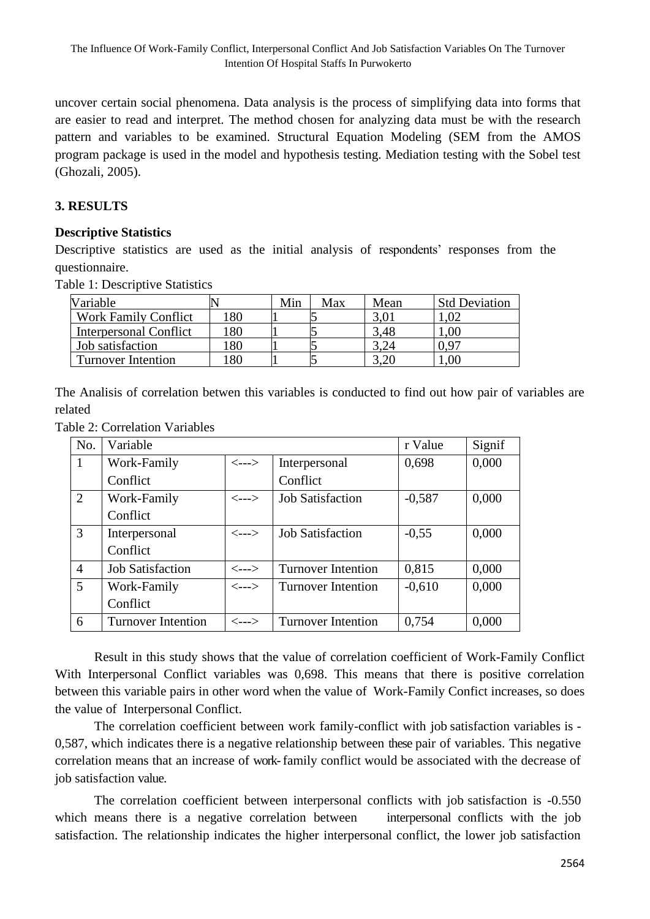uncover certain social phenomena. Data analysis is the process of simplifying data into forms that are easier to read and interpret. The method chosen for analyzing data must be with the research pattern and variables to be examined. Structural Equation Modeling (SEM from the AMOS program package is used in the model and hypothesis testing. Mediation testing with the Sobel test (Ghozali, 2005).

## 3. RESULTS

### Descriptive Statistics

Descriptive statistics are used as the initial analysis of respondents' responses from the questionnaire.

Table 1: Descriptive Statistics

| Variable | N | Min | Max | Mean | Std Deviation |
|---|---|---|---|---|---|
| Work Family Conflict | 180 | 1 | 5 | 3,01 | 1,02 |
| Interpersonal Conflict | 180 | 1 | 5 | 3,48 | 1,00 |
| Job satisfaction | 180 | 1 | 5 | 3,24 | 0,97 |
| Turnover Intention | 180 | 1 | 5 | 3,20 | 1,00 |

The Analisis of correlation betwen this variables is conducted to find out how pair of variables are related

Table 2: Correlation Variables

| No. | Variable | | | r Value | Signif |
|---|---|---|---|---|---|
| 1 | Work-Family Conflict | <---> | Interpersonal Conflict | 0,698 | 0,000 |
| 2 | Work-Family Conflict | <---> | Job Satisfaction | -0,587 | 0,000 |
| 3 | Interpersonal Conflict | <---> | Job Satisfaction | -0,55 | 0,000 |
| 4 | Job Satisfaction | <---> | Turnover Intention | 0,815 | 0,000 |
| 5 | Work-Family Conflict | <---> | Turnover Intention | -0,610 | 0,000 |
| 6 | Turnover Intention | <---> | Turnover Intention | 0,754 | 0,000 |

Result in this study shows that the value of correlation coefficient of Work-Family Conflict With Interpersonal Conflict variables was 0,698. This means that there is positive correlation between this variable pairs in other word when the value of Work-Family Confict increases, so does the value of Interpersonal Conflict.

The correlation coefficient between work family-conflict with job satisfaction variables is -0,587, which indicates there is a negative relationship between these pair of variables. This negative correlation means that an increase of work-family conflict would be associated with the decrease of job satisfaction value.

The correlation coefficient between interpersonal conflicts with job satisfaction is -0.550 which means there is a negative correlation between interpersonal conflicts with the job satisfaction. The relationship indicates the higher interpersonal conflict, the lower job satisfaction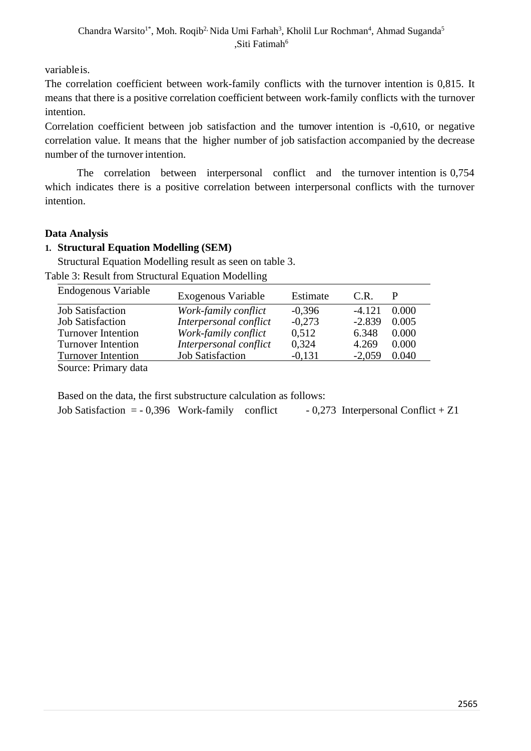variableis.

The correlation coefficient between work-family conflicts with the turnover intention is 0,815. It means that there is a positive correlation coefficient between work-family conflicts with the turnover intention.

Correlation coefficient between job satisfaction and the turnover intention is -0,610, or negative correlation value. It means that the higher number of job satisfaction accompanied by the decrease number of the turnover intention.

The correlation between interpersonal conflict and the turnover intention is 0,754 which indicates there is a positive correlation between interpersonal conflicts with the turnover intention.

### Data Analysis

**1. Structural Equation Modelling (SEM)**

Structural Equation Modelling result as seen on table 3.

Table 3: Result from Structural Equation Modelling

| Endogenous Variable | Exogenous Variable | Estimate | C.R. | P |
|---|---|---|---|---|
| Job Satisfaction | *Work-family conflict* | -0,396 | -4.121 | 0.000 |
| Job Satisfaction | *Interpersonal conflict* | -0,273 | -2.839 | 0.005 |
| Turnover Intention | *Work-family conflict* | 0,512 | 6.348 | 0.000 |
| Turnover Intention | *Interpersonal conflict* | 0,324 | 4.269 | 0.000 |
| Turnover Intention | Job Satisfaction | -0,131 | -2,059 | 0.040 |

Source: Primary data

Based on the data, the first substructure calculation as follows:

Job Satisfaction = - 0,396 Work-family conflict - 0,273 Interpersonal Conflict + Z1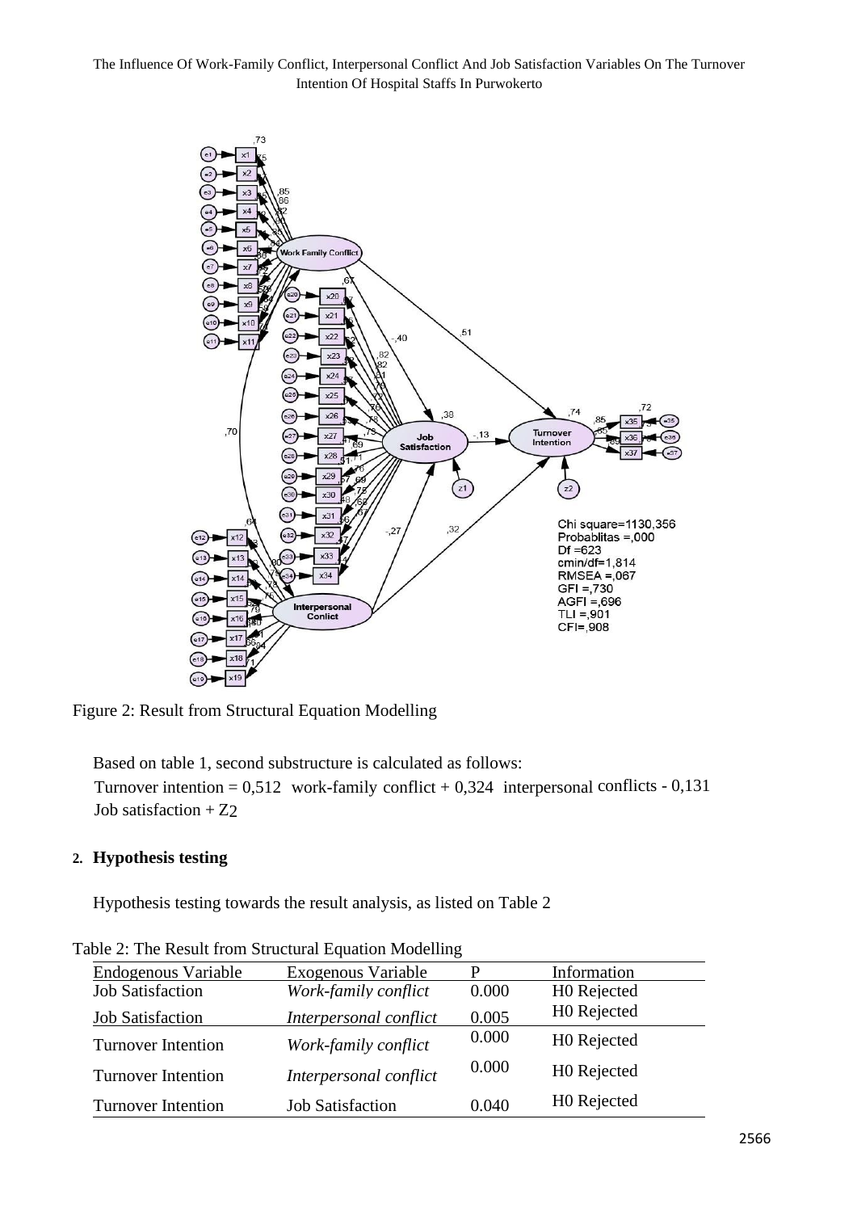Figure 2: Result from Structural Equation Modelling

Based on table 1, second substructure is calculated as follows:

Turnover intention = 0,512 work-family conflict + 0,324 interpersonal conflicts - 0,131 Job satisfaction + $Z_2$

## 2. Hypothesis testing

Hypothesis testing towards the result analysis, as listed on Table 2

Table 2: The Result from Structural Equation Modelling

| Endogenous Variable | Exogenous Variable | P | Information |
|---|---|---|---|
| Job Satisfaction | *Work-family conflict* | 0.000 | H0 Rejected |
| Job Satisfaction | *Interpersonal conflict* | 0.005 | H0 Rejected |
| Turnover Intention | *Work-family conflict* | 0.000 | H0 Rejected |
| Turnover Intention | *Interpersonal conflict* | 0.000 | H0 Rejected |
| Turnover Intention | Job Satisfaction | 0.040 | H0 Rejected |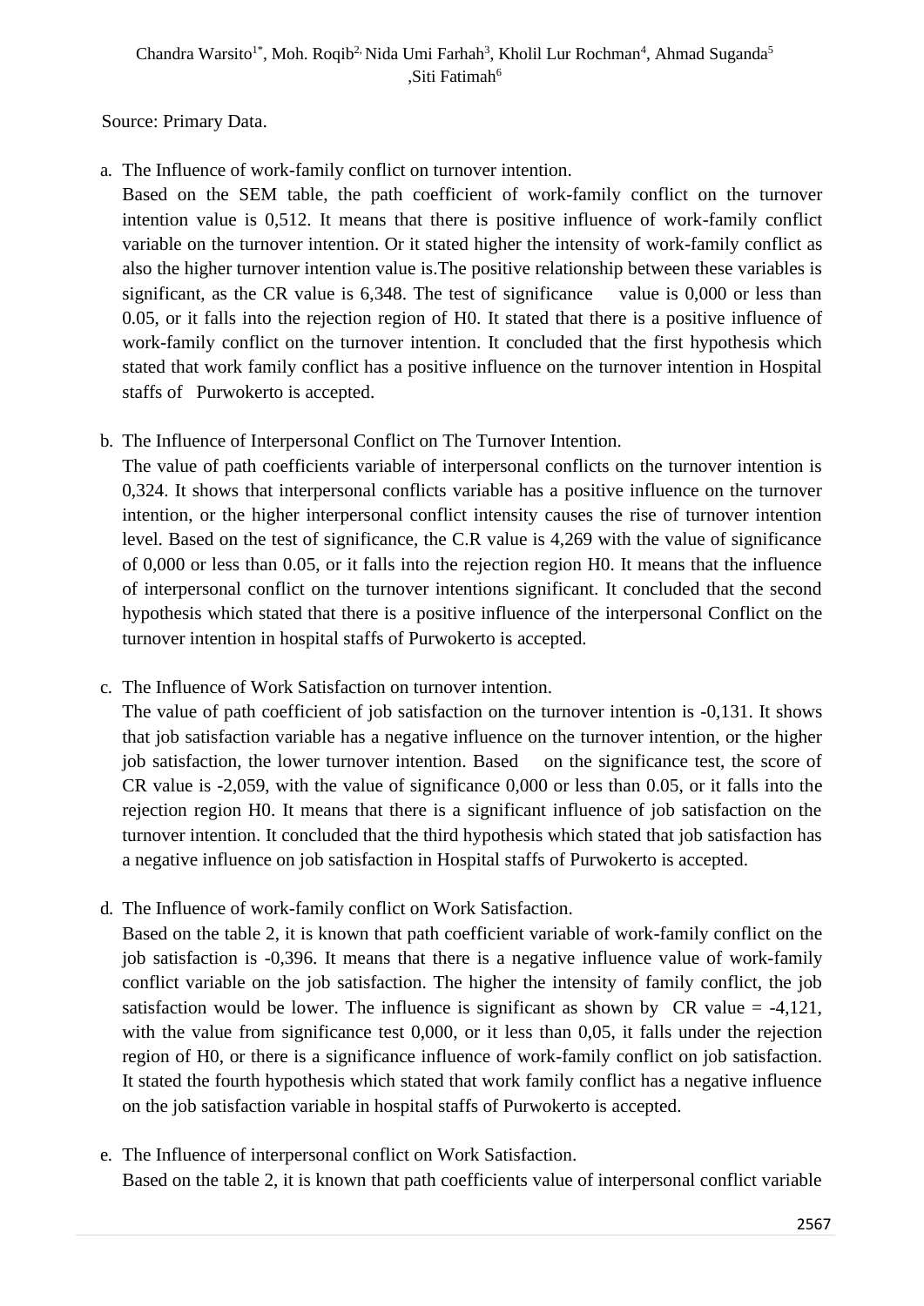Source: Primary Data.

a. The Influence of work-family conflict on turnover intention.

   Based on the SEM table, the path coefficient of work-family conflict on the turnover intention value is 0,512. It means that there is positive influence of work-family conflict variable on the turnover intention. Or it stated higher the intensity of work-family conflict as also the higher turnover intention value is.The positive relationship between these variables is significant, as the CR value is 6,348. The test of significance value is 0,000 or less than 0.05, or it falls into the rejection region of H0. It stated that there is a positive influence of work-family conflict on the turnover intention. It concluded that the first hypothesis which stated that work family conflict has a positive influence on the turnover intention in Hospital staffs of Purwokerto is accepted.

b. The Influence of Interpersonal Conflict on The Turnover Intention.

   The value of path coefficients variable of interpersonal conflicts on the turnover intention is 0,324. It shows that interpersonal conflicts variable has a positive influence on the turnover intention, or the higher interpersonal conflict intensity causes the rise of turnover intention level. Based on the test of significance, the C.R value is 4,269 with the value of significance of 0,000 or less than 0.05, or it falls into the rejection region H0. It means that the influence of interpersonal conflict on the turnover intentions significant. It concluded that the second hypothesis which stated that there is a positive influence of the interpersonal Conflict on the turnover intention in hospital staffs of Purwokerto is accepted.

c. The Influence of Work Satisfaction on turnover intention.

   The value of path coefficient of job satisfaction on the turnover intention is -0,131. It shows that job satisfaction variable has a negative influence on the turnover intention, or the higher job satisfaction, the lower turnover intention. Based on the significance test, the score of CR value is -2,059, with the value of significance 0,000 or less than 0.05, or it falls into the rejection region H0. It means that there is a significant influence of job satisfaction on the turnover intention. It concluded that the third hypothesis which stated that job satisfaction has a negative influence on job satisfaction in Hospital staffs of Purwokerto is accepted.

d. The Influence of work-family conflict on Work Satisfaction.

   Based on the table 2, it is known that path coefficient variable of work-family conflict on the job satisfaction is -0,396. It means that there is a negative influence value of work-family conflict variable on the job satisfaction. The higher the intensity of family conflict, the job satisfaction would be lower. The influence is significant as shown by CR value = -4,121, with the value from significance test 0,000, or it less than 0,05, it falls under the rejection region of H0, or there is a significance influence of work-family conflict on job satisfaction. It stated the fourth hypothesis which stated that work family conflict has a negative influence on the job satisfaction variable in hospital staffs of Purwokerto is accepted.

e. The Influence of interpersonal conflict on Work Satisfaction.

   Based on the table 2, it is known that path coefficients value of interpersonal conflict variable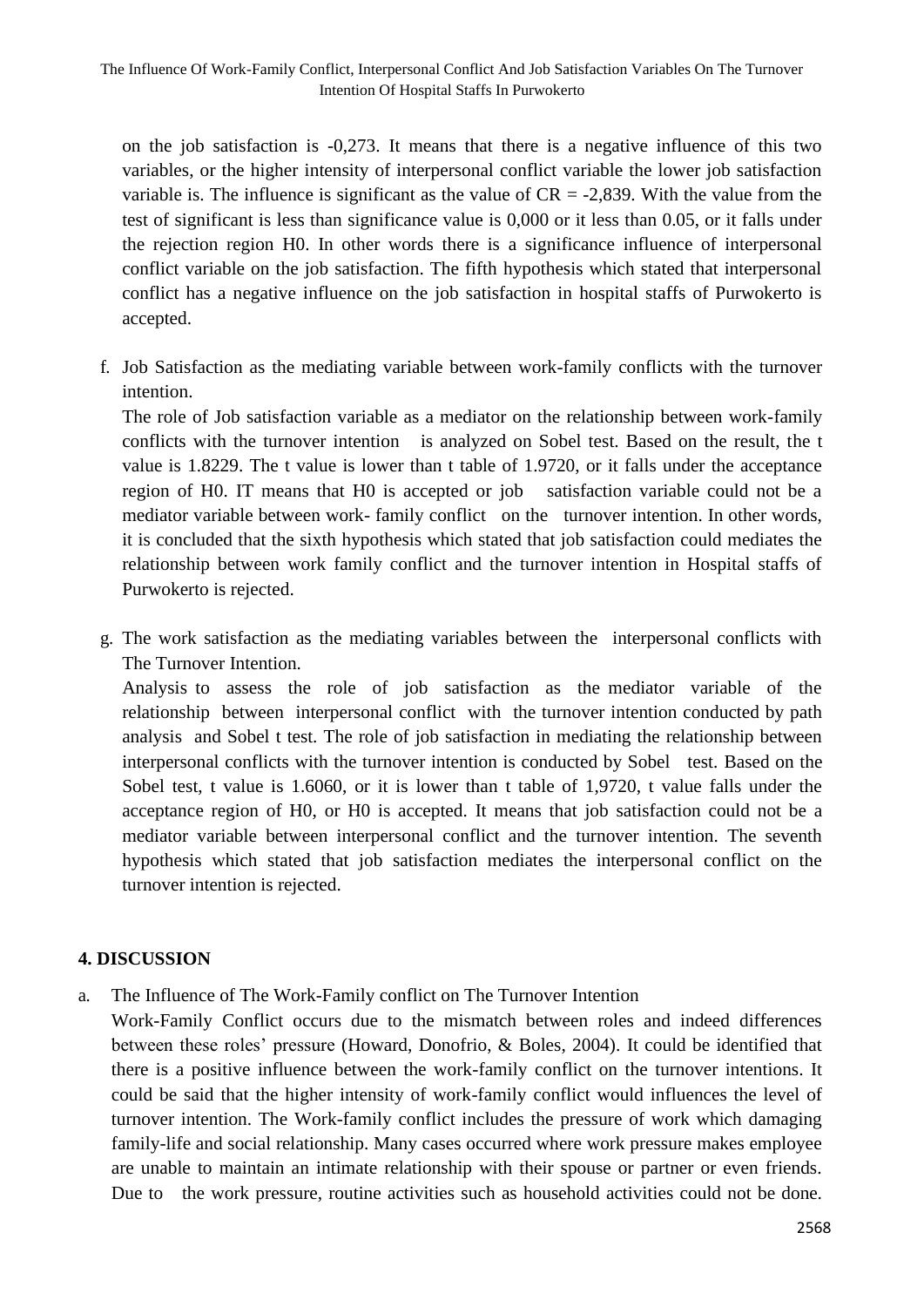on the job satisfaction is -0,273. It means that there is a negative influence of this two variables, or the higher intensity of interpersonal conflict variable the lower job satisfaction variable is. The influence is significant as the value of CR = -2,839. With the value from the test of significant is less than significance value is 0,000 or it less than 0.05, or it falls under the rejection region H0. In other words there is a significance influence of interpersonal conflict variable on the job satisfaction. The fifth hypothesis which stated that interpersonal conflict has a negative influence on the job satisfaction in hospital staffs of Purwokerto is accepted.

f. Job Satisfaction as the mediating variable between work-family conflicts with the turnover intention.

   The role of Job satisfaction variable as a mediator on the relationship between work-family conflicts with the turnover intention is analyzed on Sobel test. Based on the result, the t value is 1.8229. The t value is lower than t table of 1.9720, or it falls under the acceptance region of H0. IT means that H0 is accepted or job satisfaction variable could not be a mediator variable between work- family conflict on the turnover intention. In other words, it is concluded that the sixth hypothesis which stated that job satisfaction could mediates the relationship between work family conflict and the turnover intention in Hospital staffs of Purwokerto is rejected.

g. The work satisfaction as the mediating variables between the interpersonal conflicts with The Turnover Intention.

   Analysis to assess the role of job satisfaction as the mediator variable of the relationship between interpersonal conflict with the turnover intention conducted by path analysis and Sobel t test. The role of job satisfaction in mediating the relationship between interpersonal conflicts with the turnover intention is conducted by Sobel test. Based on the Sobel test, t value is 1.6060, or it is lower than t table of 1,9720, t value falls under the acceptance region of H0, or H0 is accepted. It means that job satisfaction could not be a mediator variable between interpersonal conflict and the turnover intention. The seventh hypothesis which stated that job satisfaction mediates the interpersonal conflict on the turnover intention is rejected.

## 4. DISCUSSION

a. The Influence of The Work-Family conflict on The Turnover Intention

   Work-Family Conflict occurs due to the mismatch between roles and indeed differences between these roles' pressure (Howard, Donofrio, & Boles, 2004). It could be identified that there is a positive influence between the work-family conflict on the turnover intentions. It could be said that the higher intensity of work-family conflict would influences the level of turnover intention. The Work-family conflict includes the pressure of work which damaging family-life and social relationship. Many cases occurred where work pressure makes employee are unable to maintain an intimate relationship with their spouse or partner or even friends. Due to the work pressure, routine activities such as household activities could not be done.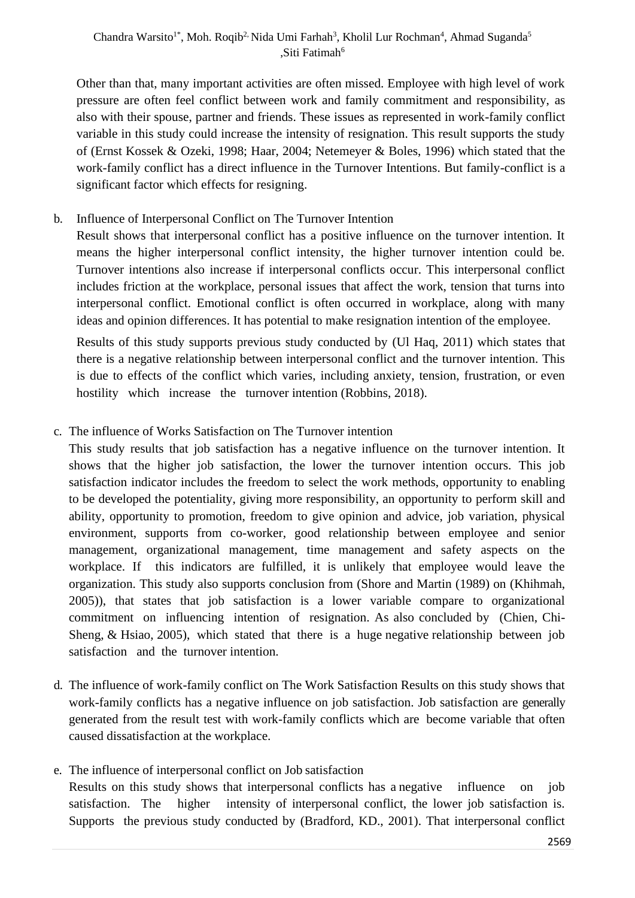Other than that, many important activities are often missed. Employee with high level of work pressure are often feel conflict between work and family commitment and responsibility, as also with their spouse, partner and friends. These issues as represented in work-family conflict variable in this study could increase the intensity of resignation. This result supports the study of (Ernst Kossek & Ozeki, 1998; Haar, 2004; Netemeyer & Boles, 1996) which stated that the work-family conflict has a direct influence in the Turnover Intentions. But family-conflict is a significant factor which effects for resigning.

b. Influence of Interpersonal Conflict on The Turnover Intention

Result shows that interpersonal conflict has a positive influence on the turnover intention. It means the higher interpersonal conflict intensity, the higher turnover intention could be. Turnover intentions also increase if interpersonal conflicts occur. This interpersonal conflict includes friction at the workplace, personal issues that affect the work, tension that turns into interpersonal conflict. Emotional conflict is often occurred in workplace, along with many ideas and opinion differences. It has potential to make resignation intention of the employee.

Results of this study supports previous study conducted by (Ul Haq, 2011) which states that there is a negative relationship between interpersonal conflict and the turnover intention. This is due to effects of the conflict which varies, including anxiety, tension, frustration, or even hostility which increase the turnover intention (Robbins, 2018).

c. The influence of Works Satisfaction on The Turnover intention

This study results that job satisfaction has a negative influence on the turnover intention. It shows that the higher job satisfaction, the lower the turnover intention occurs. This job satisfaction indicator includes the freedom to select the work methods, opportunity to enabling to be developed the potentiality, giving more responsibility, an opportunity to perform skill and ability, opportunity to promotion, freedom to give opinion and advice, job variation, physical environment, supports from co-worker, good relationship between employee and senior management, organizational management, time management and safety aspects on the workplace. If this indicators are fulfilled, it is unlikely that employee would leave the organization. This study also supports conclusion from (Shore and Martin (1989) on (Khihmah, 2005)), that states that job satisfaction is a lower variable compare to organizational commitment on influencing intention of resignation. As also concluded by (Chien, Chi-Sheng, & Hsiao, 2005), which stated that there is a huge negative relationship between job satisfaction and the turnover intention.

d. The influence of work-family conflict on The Work Satisfaction Results on this study shows that work-family conflicts has a negative influence on job satisfaction. Job satisfaction are generally generated from the result test with work-family conflicts which are become variable that often caused dissatisfaction at the workplace.

e. The influence of interpersonal conflict on Job satisfaction

Results on this study shows that interpersonal conflicts has a negative influence on job satisfaction. The higher intensity of interpersonal conflict, the lower job satisfaction is. Supports the previous study conducted by (Bradford, KD., 2001). That interpersonal conflict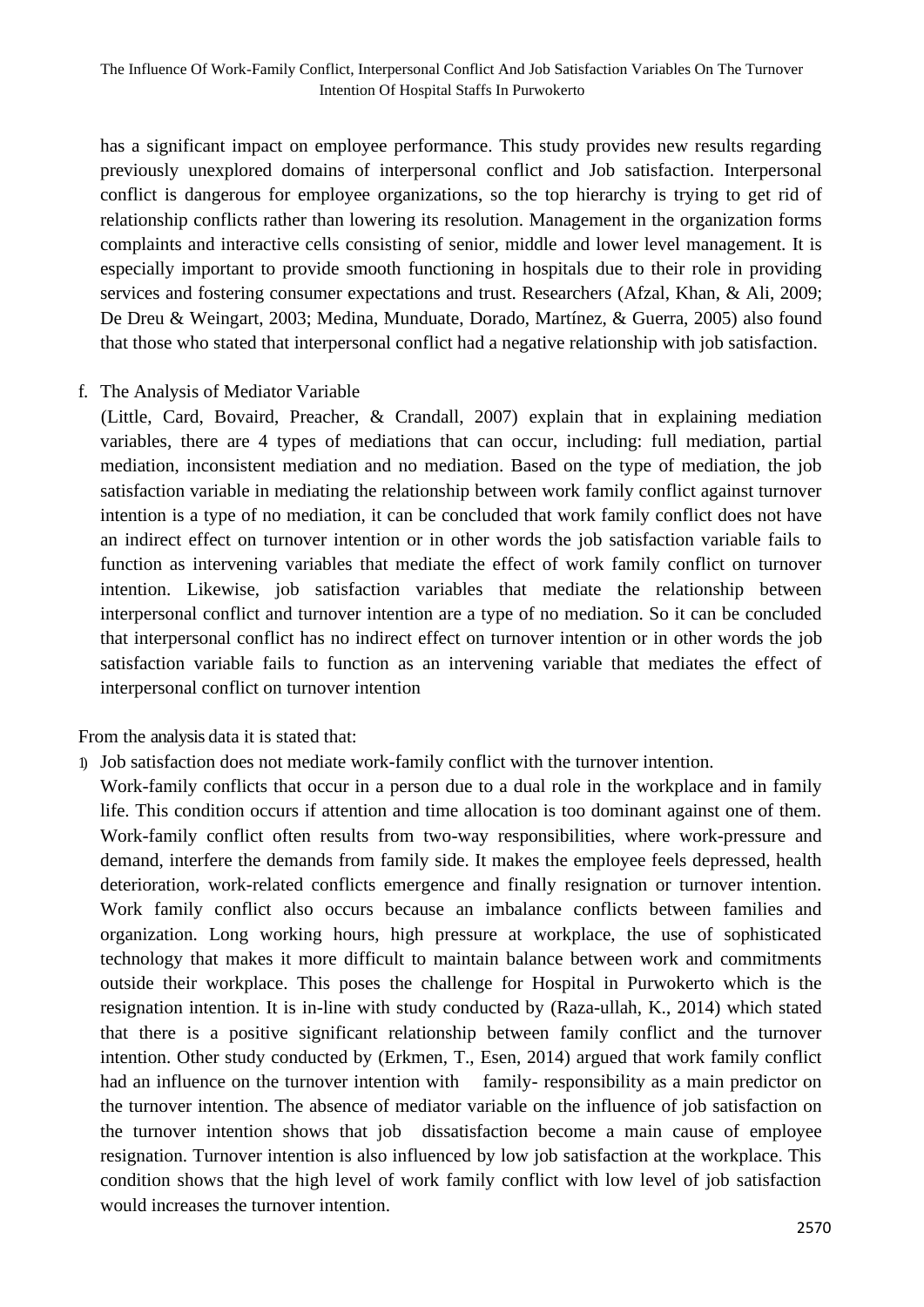has a significant impact on employee performance. This study provides new results regarding previously unexplored domains of interpersonal conflict and Job satisfaction. Interpersonal conflict is dangerous for employee organizations, so the top hierarchy is trying to get rid of relationship conflicts rather than lowering its resolution. Management in the organization forms complaints and interactive cells consisting of senior, middle and lower level management. It is especially important to provide smooth functioning in hospitals due to their role in providing services and fostering consumer expectations and trust. Researchers (Afzal, Khan, & Ali, 2009; De Dreu & Weingart, 2003; Medina, Munduate, Dorado, Martínez, & Guerra, 2005) also found that those who stated that interpersonal conflict had a negative relationship with job satisfaction.

f. The Analysis of Mediator Variable

(Little, Card, Bovaird, Preacher, & Crandall, 2007) explain that in explaining mediation variables, there are 4 types of mediations that can occur, including: full mediation, partial mediation, inconsistent mediation and no mediation. Based on the type of mediation, the job satisfaction variable in mediating the relationship between work family conflict against turnover intention is a type of no mediation, it can be concluded that work family conflict does not have an indirect effect on turnover intention or in other words the job satisfaction variable fails to function as intervening variables that mediate the effect of work family conflict on turnover intention. Likewise, job satisfaction variables that mediate the relationship between interpersonal conflict and turnover intention are a type of no mediation. So it can be concluded that interpersonal conflict has no indirect effect on turnover intention or in other words the job satisfaction variable fails to function as an intervening variable that mediates the effect of interpersonal conflict on turnover intention

From the analysis data it is stated that:

1) Job satisfaction does not mediate work-family conflict with the turnover intention.

Work-family conflicts that occur in a person due to a dual role in the workplace and in family life. This condition occurs if attention and time allocation is too dominant against one of them. Work-family conflict often results from two-way responsibilities, where work-pressure and demand, interfere the demands from family side. It makes the employee feels depressed, health deterioration, work-related conflicts emergence and finally resignation or turnover intention. Work family conflict also occurs because an imbalance conflicts between families and organization. Long working hours, high pressure at workplace, the use of sophisticated technology that makes it more difficult to maintain balance between work and commitments outside their workplace. This poses the challenge for Hospital in Purwokerto which is the resignation intention. It is in-line with study conducted by (Raza-ullah, K., 2014) which stated that there is a positive significant relationship between family conflict and the turnover intention. Other study conducted by (Erkmen, T., Esen, 2014) argued that work family conflict had an influence on the turnover intention with family- responsibility as a main predictor on the turnover intention. The absence of mediator variable on the influence of job satisfaction on the turnover intention shows that job dissatisfaction become a main cause of employee resignation. Turnover intention is also influenced by low job satisfaction at the workplace. This condition shows that the high level of work family conflict with low level of job satisfaction would increases the turnover intention.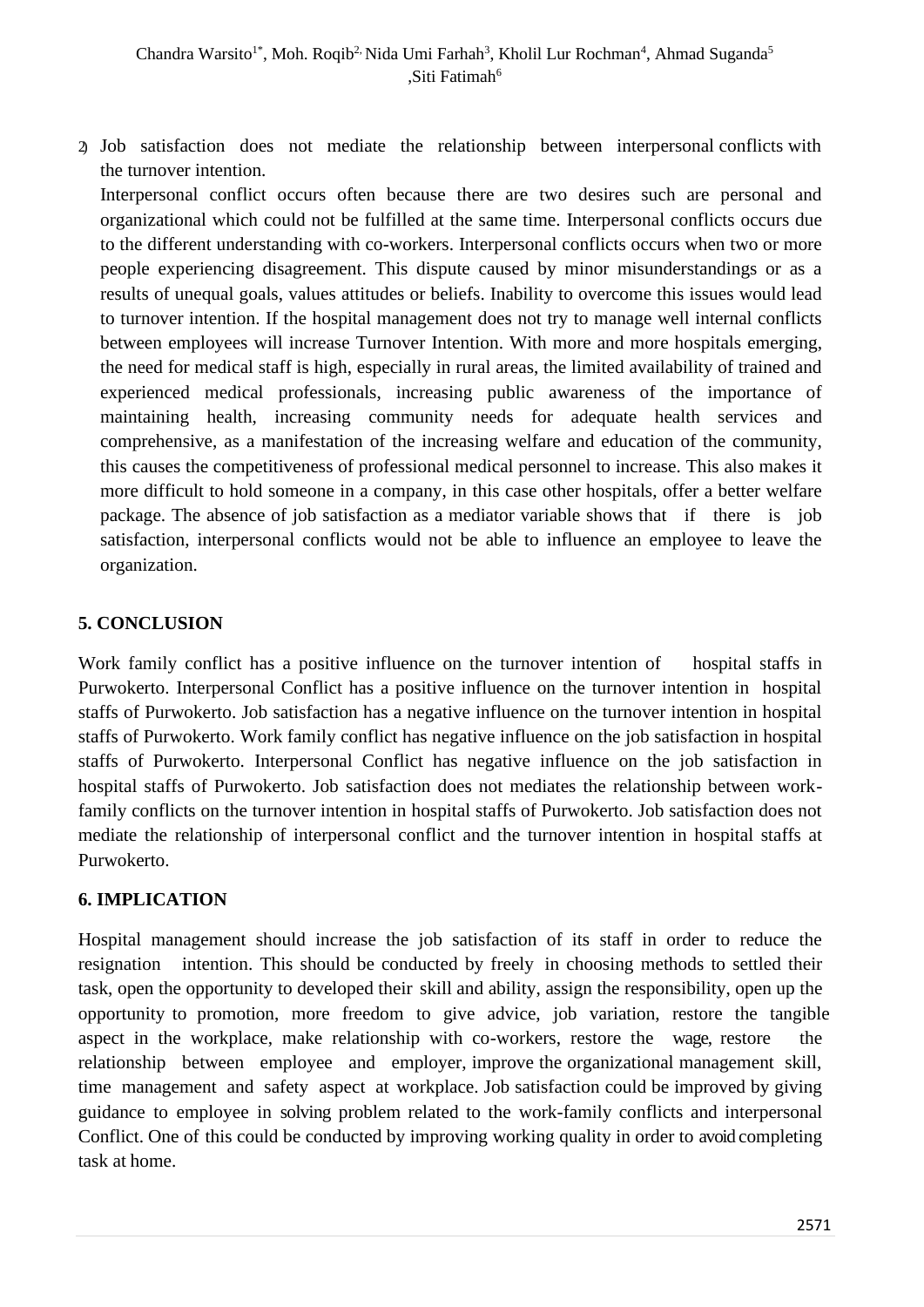2) Job satisfaction does not mediate the relationship between interpersonal conflicts with the turnover intention.

Interpersonal conflict occurs often because there are two desires such are personal and organizational which could not be fulfilled at the same time. Interpersonal conflicts occurs due to the different understanding with co-workers. Interpersonal conflicts occurs when two or more people experiencing disagreement. This dispute caused by minor misunderstandings or as a results of unequal goals, values attitudes or beliefs. Inability to overcome this issues would lead to turnover intention. If the hospital management does not try to manage well internal conflicts between employees will increase Turnover Intention. With more and more hospitals emerging, the need for medical staff is high, especially in rural areas, the limited availability of trained and experienced medical professionals, increasing public awareness of the importance of maintaining health, increasing community needs for adequate health services and comprehensive, as a manifestation of the increasing welfare and education of the community, this causes the competitiveness of professional medical personnel to increase. This also makes it more difficult to hold someone in a company, in this case other hospitals, offer a better welfare package. The absence of job satisfaction as a mediator variable shows that if there is job satisfaction, interpersonal conflicts would not be able to influence an employee to leave the organization.

## 5. CONCLUSION

Work family conflict has a positive influence on the turnover intention of hospital staffs in Purwokerto. Interpersonal Conflict has a positive influence on the turnover intention in hospital staffs of Purwokerto. Job satisfaction has a negative influence on the turnover intention in hospital staffs of Purwokerto. Work family conflict has negative influence on the job satisfaction in hospital staffs of Purwokerto. Interpersonal Conflict has negative influence on the job satisfaction in hospital staffs of Purwokerto. Job satisfaction does not mediates the relationship between work-family conflicts on the turnover intention in hospital staffs of Purwokerto. Job satisfaction does not mediate the relationship of interpersonal conflict and the turnover intention in hospital staffs at Purwokerto.

## 6. IMPLICATION

Hospital management should increase the job satisfaction of its staff in order to reduce the resignation intention. This should be conducted by freely in choosing methods to settled their task, open the opportunity to developed their skill and ability, assign the responsibility, open up the opportunity to promotion, more freedom to give advice, job variation, restore the tangible aspect in the workplace, make relationship with co-workers, restore the wage, restore the relationship between employee and employer, improve the organizational management skill, time management and safety aspect at workplace. Job satisfaction could be improved by giving guidance to employee in solving problem related to the work-family conflicts and interpersonal Conflict. One of this could be conducted by improving working quality in order to avoid completing task at home.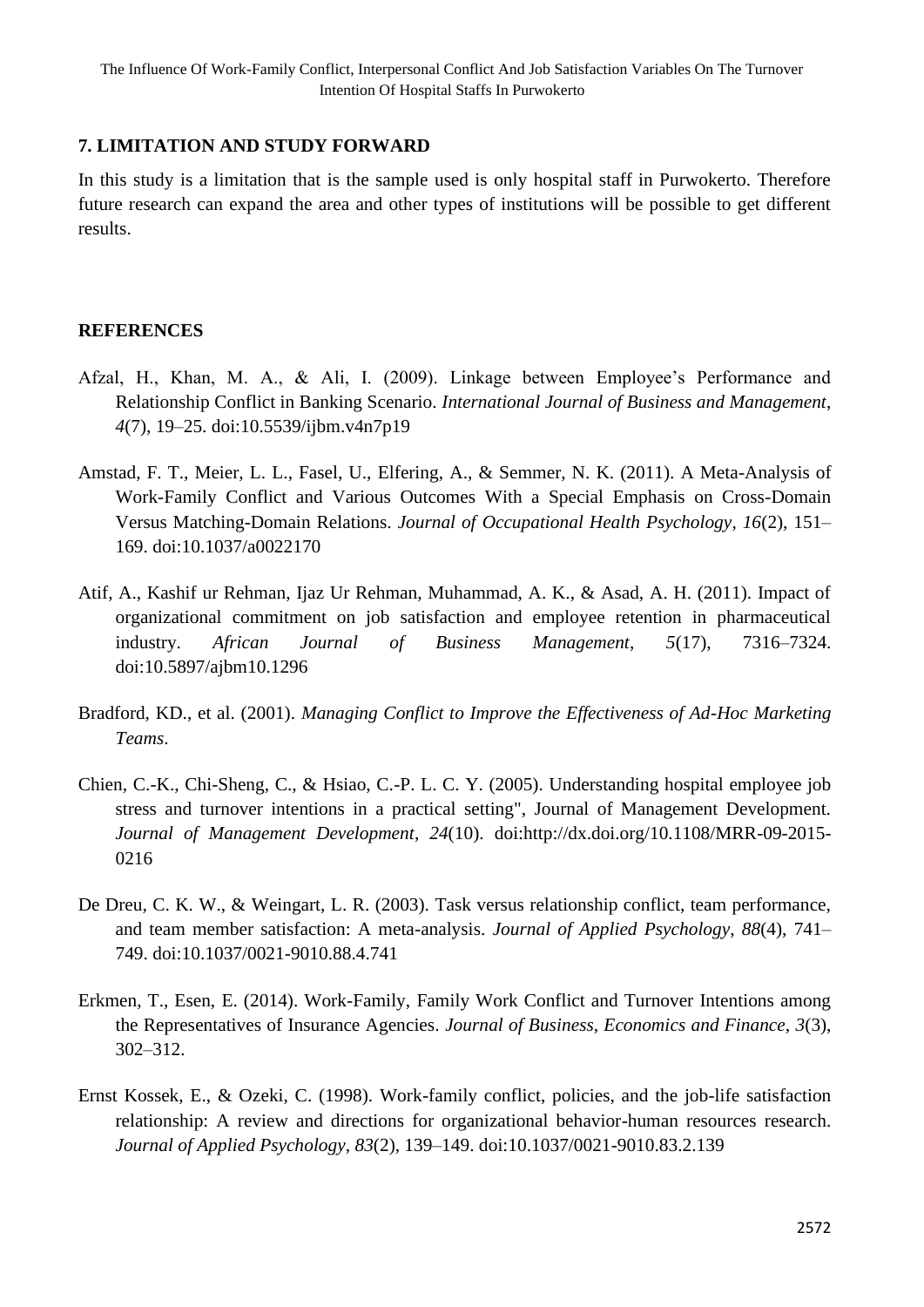## 7. LIMITATION AND STUDY FORWARD

In this study is a limitation that is the sample used is only hospital staff in Purwokerto. Therefore future research can expand the area and other types of institutions will be possible to get different results.

## REFERENCES

Afzal, H., Khan, M. A., & Ali, I. (2009). Linkage between Employee's Performance and Relationship Conflict in Banking Scenario. *International Journal of Business and Management*, *4*(7), 19–25. doi:10.5539/ijbm.v4n7p19

Amstad, F. T., Meier, L. L., Fasel, U., Elfering, A., & Semmer, N. K. (2011). A Meta-Analysis of Work-Family Conflict and Various Outcomes With a Special Emphasis on Cross-Domain Versus Matching-Domain Relations. *Journal of Occupational Health Psychology*, *16*(2), 151–169. doi:10.1037/a0022170

Atif, A., Kashif ur Rehman, Ijaz Ur Rehman, Muhammad, A. K., & Asad, A. H. (2011). Impact of organizational commitment on job satisfaction and employee retention in pharmaceutical industry. *African Journal of Business Management*, *5*(17), 7316–7324. doi:10.5897/ajbm10.1296

Bradford, KD., et al. (2001). *Managing Conflict to Improve the Effectiveness of Ad-Hoc Marketing Teams*.

Chien, C.-K., Chi-Sheng, C., & Hsiao, C.-P. L. C. Y. (2005). Understanding hospital employee job stress and turnover intentions in a practical setting", Journal of Management Development. *Journal of Management Development*, *24*(10). doi:http://dx.doi.org/10.1108/MRR-09-2015-0216

De Dreu, C. K. W., & Weingart, L. R. (2003). Task versus relationship conflict, team performance, and team member satisfaction: A meta-analysis. *Journal of Applied Psychology*, *88*(4), 741–749. doi:10.1037/0021-9010.88.4.741

Erkmen, T., Esen, E. (2014). Work-Family, Family Work Conflict and Turnover Intentions among the Representatives of Insurance Agencies. *Journal of Business, Economics and Finance*, *3*(3), 302–312.

Ernst Kossek, E., & Ozeki, C. (1998). Work-family conflict, policies, and the job-life satisfaction relationship: A review and directions for organizational behavior-human resources research. *Journal of Applied Psychology*, *83*(2), 139–149. doi:10.1037/0021-9010.83.2.139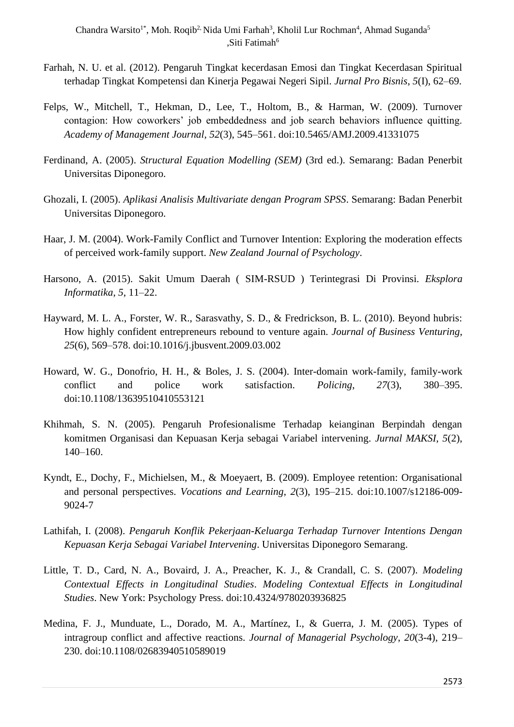Farhah, N. U. et al. (2012). Pengaruh Tingkat kecerdasan Emosi dan Tingkat Kecerdasan Spiritual terhadap Tingkat Kompetensi dan Kinerja Pegawai Negeri Sipil. *Jurnal Pro Bisnis*, *5*(I), 62–69.

Felps, W., Mitchell, T., Hekman, D., Lee, T., Holtom, B., & Harman, W. (2009). Turnover contagion: How coworkers' job embeddedness and job search behaviors influence quitting. *Academy of Management Journal*, *52*(3), 545–561. doi:10.5465/AMJ.2009.41331075

Ferdinand, A. (2005). *Structural Equation Modelling (SEM)* (3rd ed.). Semarang: Badan Penerbit Universitas Diponegoro.

Ghozali, I. (2005). *Aplikasi Analisis Multivariate dengan Program SPSS*. Semarang: Badan Penerbit Universitas Diponegoro.

Haar, J. M. (2004). Work-Family Conflict and Turnover Intention: Exploring the moderation effects of perceived work-family support. *New Zealand Journal of Psychology*.

Harsono, A. (2015). Sakit Umum Daerah ( SIM-RSUD ) Terintegrasi Di Provinsi. *Eksplora Informatika*, *5*, 11–22.

Hayward, M. L. A., Forster, W. R., Sarasvathy, S. D., & Fredrickson, B. L. (2010). Beyond hubris: How highly confident entrepreneurs rebound to venture again. *Journal of Business Venturing*, *25*(6), 569–578. doi:10.1016/j.jbusvent.2009.03.002

Howard, W. G., Donofrio, H. H., & Boles, J. S. (2004). Inter-domain work-family, family-work conflict and police work satisfaction. *Policing*, *27*(3), 380–395. doi:10.1108/13639510410553121

Khihmah, S. N. (2005). Pengaruh Profesionalisme Terhadap keianginan Berpindah dengan komitmen Organisasi dan Kepuasan Kerja sebagai Variabel intervening. *Jurnal MAKSI*, *5*(2), 140–160.

Kyndt, E., Dochy, F., Michielsen, M., & Moeyaert, B. (2009). Employee retention: Organisational and personal perspectives. *Vocations and Learning*, *2*(3), 195–215. doi:10.1007/s12186-009-9024-7

Lathifah, I. (2008). *Pengaruh Konflik Pekerjaan-Keluarga Terhadap Turnover Intentions Dengan Kepuasan Kerja Sebagai Variabel Intervening*. Universitas Diponegoro Semarang.

Little, T. D., Card, N. A., Bovaird, J. A., Preacher, K. J., & Crandall, C. S. (2007). *Modeling Contextual Effects in Longitudinal Studies*. *Modeling Contextual Effects in Longitudinal Studies*. New York: Psychology Press. doi:10.4324/9780203936825

Medina, F. J., Munduate, L., Dorado, M. A., Martínez, I., & Guerra, J. M. (2005). Types of intragroup conflict and affective reactions. *Journal of Managerial Psychology*, *20*(3-4), 219–230. doi:10.1108/02683940510589019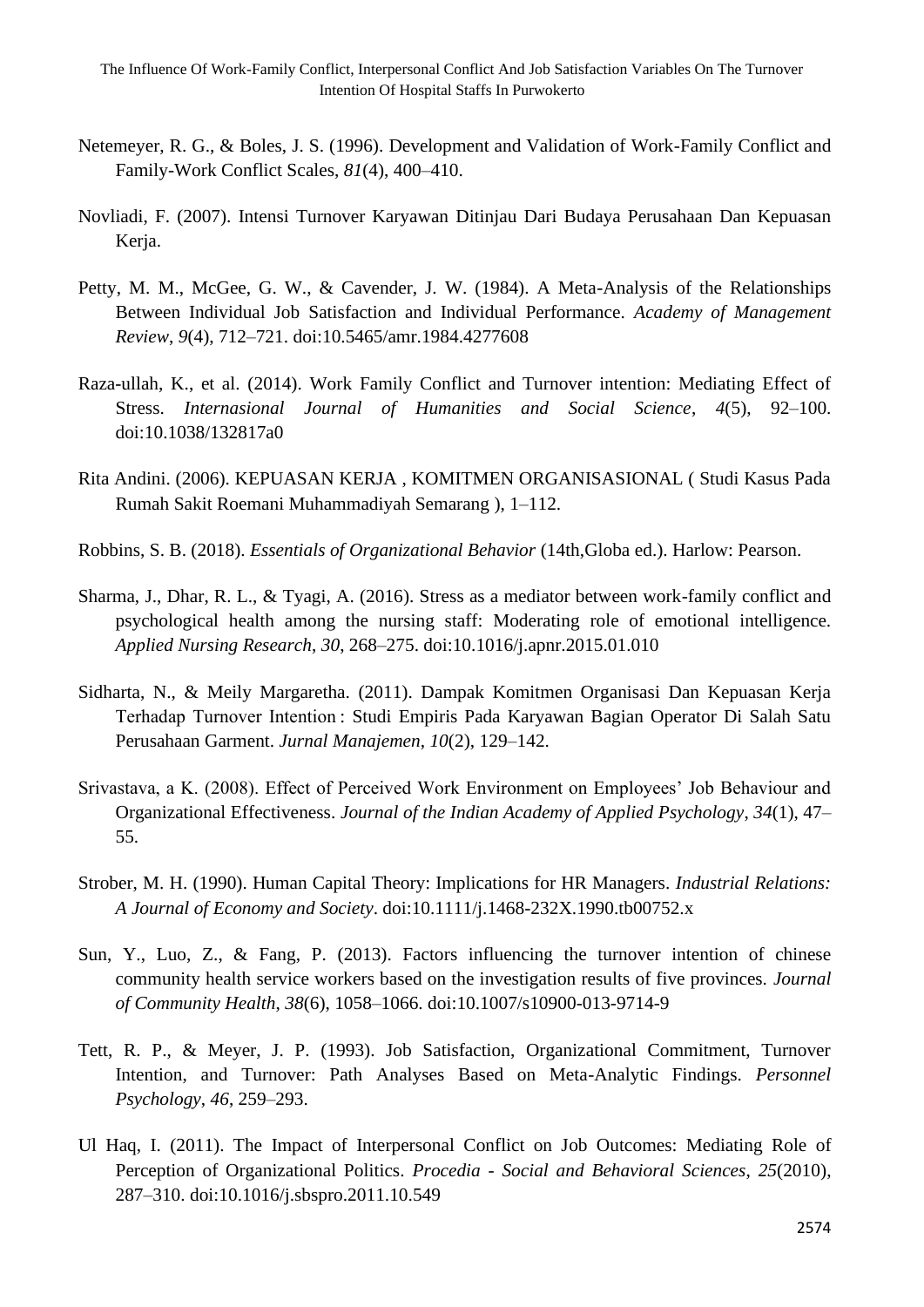Netemeyer, R. G., & Boles, J. S. (1996). Development and Validation of Work-Family Conflict and Family-Work Conflict Scales, *81*(4), 400–410.

Novliadi, F. (2007). Intensi Turnover Karyawan Ditinjau Dari Budaya Perusahaan Dan Kepuasan Kerja.

Petty, M. M., McGee, G. W., & Cavender, J. W. (1984). A Meta-Analysis of the Relationships Between Individual Job Satisfaction and Individual Performance. *Academy of Management Review*, *9*(4), 712–721. doi:10.5465/amr.1984.4277608

Raza-ullah, K., et al. (2014). Work Family Conflict and Turnover intention: Mediating Effect of Stress. *Internasional Journal of Humanities and Social Science*, *4*(5), 92–100. doi:10.1038/132817a0

Rita Andini. (2006). KEPUASAN KERJA , KOMITMEN ORGANISASIONAL ( Studi Kasus Pada Rumah Sakit Roemani Muhammadiyah Semarang ), 1–112.

Robbins, S. B. (2018). *Essentials of Organizational Behavior* (14th,Globa ed.). Harlow: Pearson.

Sharma, J., Dhar, R. L., & Tyagi, A. (2016). Stress as a mediator between work-family conflict and psychological health among the nursing staff: Moderating role of emotional intelligence. *Applied Nursing Research*, *30*, 268–275. doi:10.1016/j.apnr.2015.01.010

Sidharta, N., & Meily Margaretha. (2011). Dampak Komitmen Organisasi Dan Kepuasan Kerja Terhadap Turnover Intention : Studi Empiris Pada Karyawan Bagian Operator Di Salah Satu Perusahaan Garment. *Jurnal Manajemen*, *10*(2), 129–142.

Srivastava, a K. (2008). Effect of Perceived Work Environment on Employees' Job Behaviour and Organizational Effectiveness. *Journal of the Indian Academy of Applied Psychology*, *34*(1), 47–55.

Strober, M. H. (1990). Human Capital Theory: Implications for HR Managers. *Industrial Relations: A Journal of Economy and Society*. doi:10.1111/j.1468-232X.1990.tb00752.x

Sun, Y., Luo, Z., & Fang, P. (2013). Factors influencing the turnover intention of chinese community health service workers based on the investigation results of five provinces. *Journal of Community Health*, *38*(6), 1058–1066. doi:10.1007/s10900-013-9714-9

Tett, R. P., & Meyer, J. P. (1993). Job Satisfaction, Organizational Commitment, Turnover Intention, and Turnover: Path Analyses Based on Meta-Analytic Findings. *Personnel Psychology*, *46*, 259–293.

Ul Haq, I. (2011). The Impact of Interpersonal Conflict on Job Outcomes: Mediating Role of Perception of Organizational Politics. *Procedia - Social and Behavioral Sciences*, *25*(2010), 287–310. doi:10.1016/j.sbspro.2011.10.549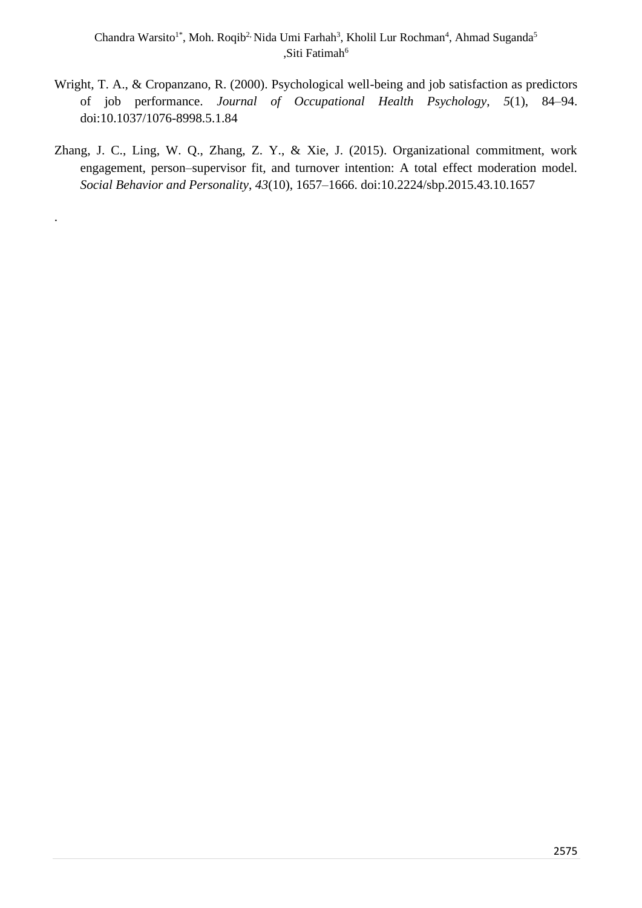Wright, T. A., & Cropanzano, R. (2000). Psychological well-being and job satisfaction as predictors of job performance. *Journal of Occupational Health Psychology*, *5*(1), 84–94. doi:10.1037/1076-8998.5.1.84

Zhang, J. C., Ling, W. Q., Zhang, Z. Y., & Xie, J. (2015). Organizational commitment, work engagement, person–supervisor fit, and turnover intention: A total effect moderation model. *Social Behavior and Personality*, *43*(10), 1657–1666. doi:10.2224/sbp.2015.43.10.1657

.